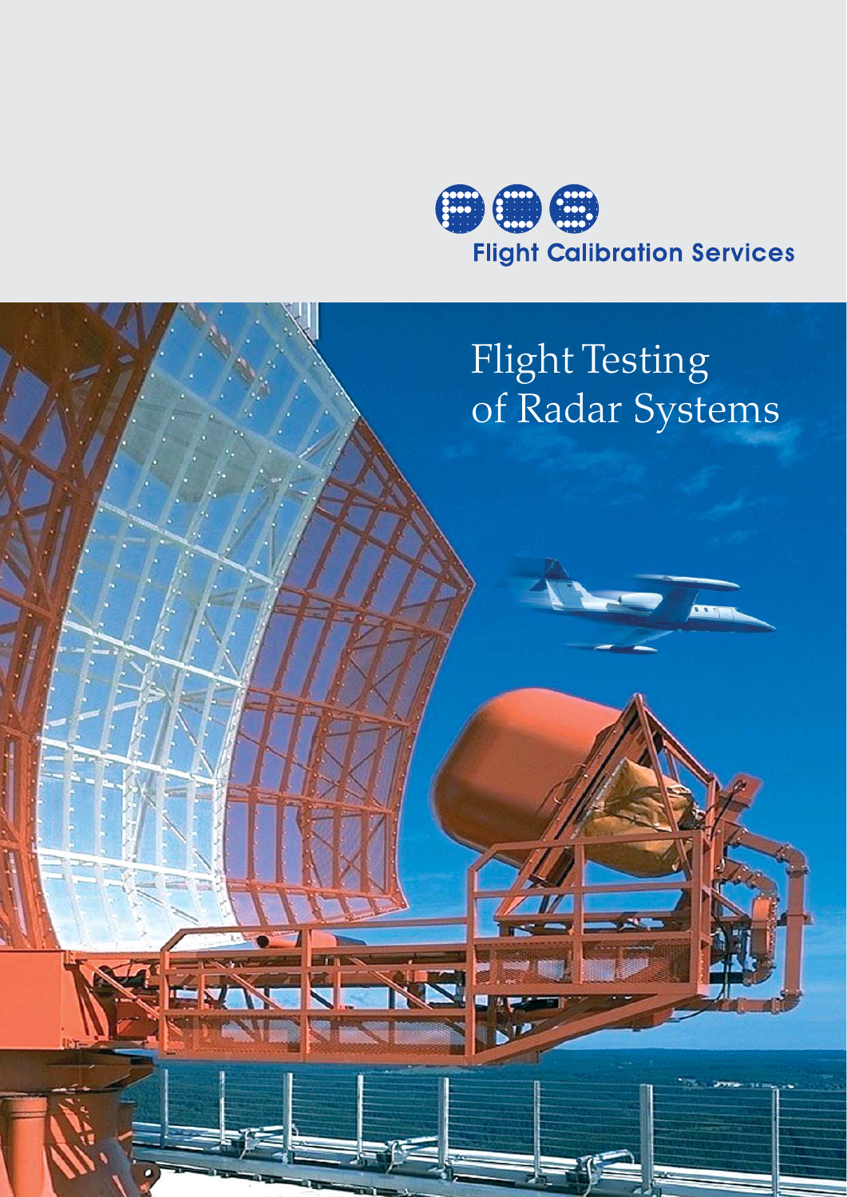Flight Calibration Services

# Flight Testing of Radar Systems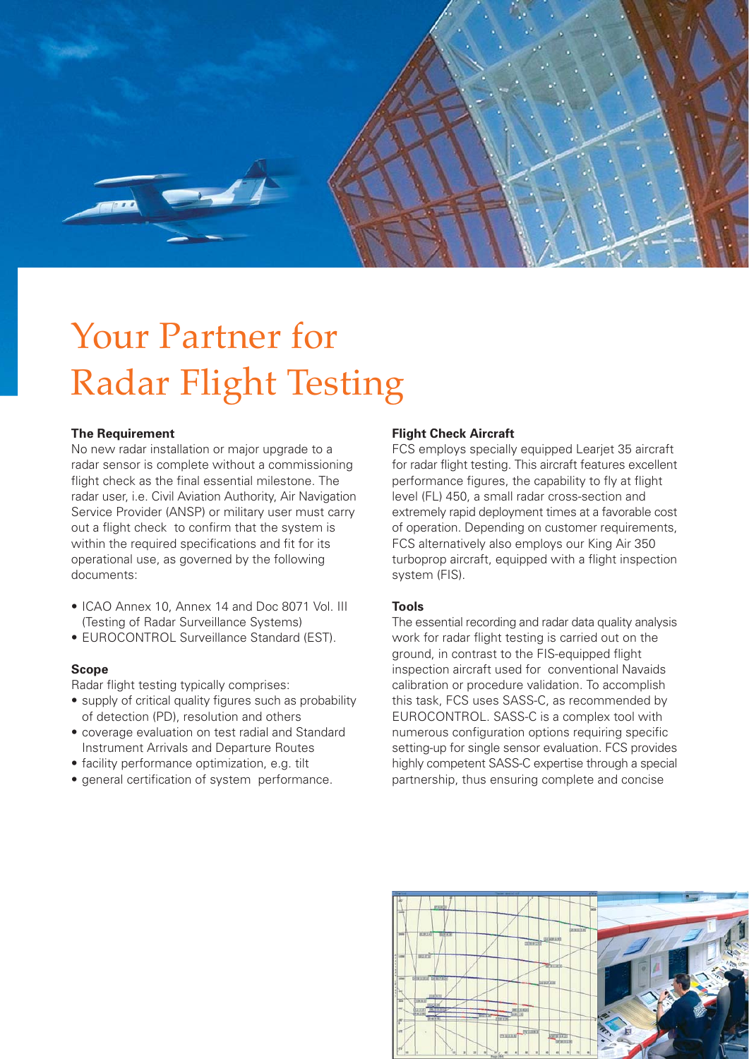# Your Partner for Radar Flight Testing

### The Requirement

No new radar installation or major upgrade to a radar sensor is complete without a commissioning flight check as the final essential milestone. The radar user, i.e. Civil Aviation Authority, Air Navigation Service Provider (ANSP) or military user must carry out a flight check to confirm that the system is within the required specifications and fit for its operational use, as governed by the following documents:

- ICAO Annex 10, Annex 14 and Doc 8071 Vol. III (Testing of Radar Surveillance Systems)
- EUROCONTROL Surveillance Standard (EST).

### Scope

Radar flight testing typically comprises:

- supply of critical quality figures such as probability of detection (PD), resolution and others
- coverage evaluation on test radial and Standard Instrument Arrivals and Departure Routes
- facility performance optimization, e.g. tilt
- general certification of system performance.

### Flight Check Aircraft

FCS employs specially equipped Learjet 35 aircraft for radar flight testing. This aircraft features excellent performance figures, the capability to fly at flight level (FL) 450, a small radar cross-section and extremely rapid deployment times at a favorable cost of operation. Depending on customer requirements, FCS alternatively also employs our King Air 350 turboprop aircraft, equipped with a flight inspection system (FIS).

### Tools

The essential recording and radar data quality analysis work for radar flight testing is carried out on the ground, in contrast to the FIS-equipped flight inspection aircraft used for conventional Navaids calibration or procedure validation. To accomplish this task, FCS uses SASS-C, as recommended by EUROCONTROL. SASS-C is a complex tool with numerous configuration options requiring specific setting-up for single sensor evaluation. FCS provides highly competent SASS-C expertise through a special partnership, thus ensuring complete and concise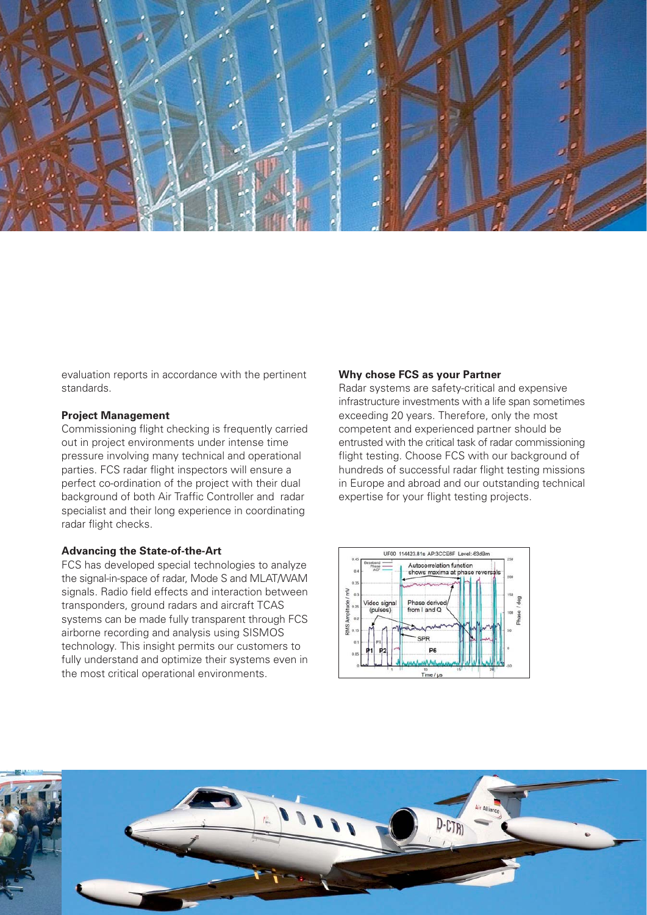evaluation reports in accordance with the pertinent standards.

**Project Management**

Commissioning flight checking is frequently carried out in project environments under intense time pressure involving many technical and operational parties. FCS radar flight inspectors will ensure a perfect co-ordination of the project with their dual background of both Air Traffic Controller and radar specialist and their long experience in coordinating radar flight checks.

**Advancing the State-of-the-Art**

FCS has developed special technologies to analyze the signal-in-space of radar, Mode S and MLAT/WAM signals. Radio field effects and interaction between transponders, ground radars and aircraft TCAS systems can be made fully transparent through FCS airborne recording and analysis using SISMOS technology. This insight permits our customers to fully understand and optimize their systems even in the most critical operational environments.

**Why chose FCS as your Partner**

Radar systems are safety-critical and expensive infrastructure investments with a life span sometimes exceeding 20 years. Therefore, only the most competent and experienced partner should be entrusted with the critical task of radar commissioning flight testing. Choose FCS with our background of hundreds of successful radar flight testing missions in Europe and abroad and our outstanding technical expertise for your flight testing projects.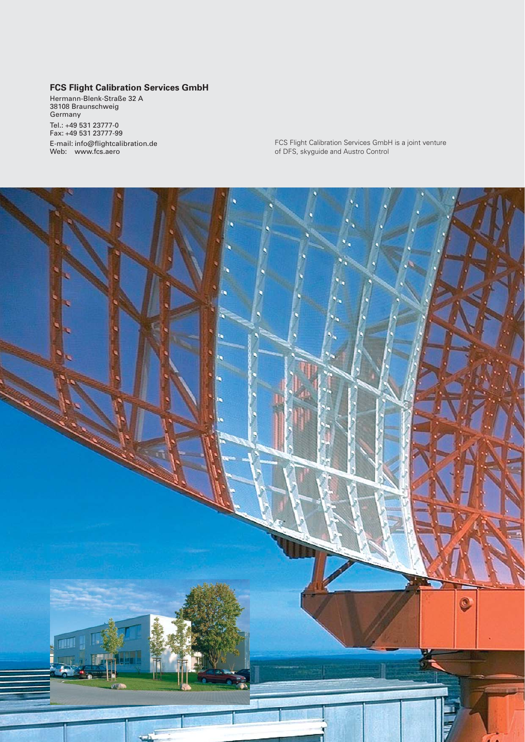**FCS Flight Calibration Services GmbH**

Hermann-Blenk-Straße 32 A
38108 Braunschweig
Germany

Tel.: +49 531 23777-0
Fax: +49 531 23777-99

E-mail: info@flightcalibration.de
Web: www.fcs.aero

FCS Flight Calibration Services GmbH is a joint venture of DFS, skyguide and Austro Control